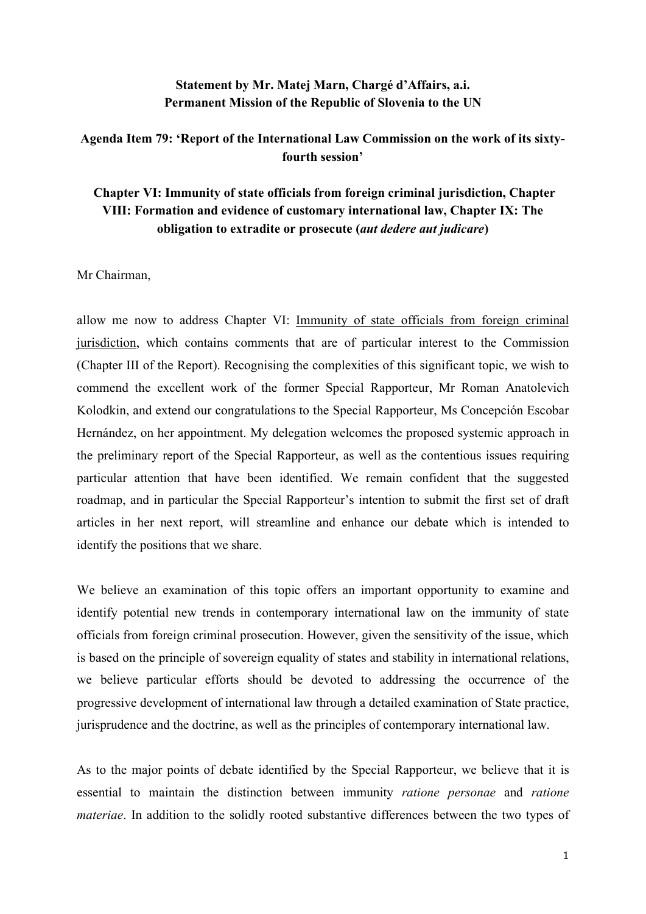**Statement by Mr. Matej Marn, Chargé d'Affairs, a.i.**
**Permanent Mission of the Republic of Slovenia to the UN**

**Agenda Item 79: 'Report of the International Law Commission on the work of its sixty-fourth session'**

**Chapter VI: Immunity of state officials from foreign criminal jurisdiction, Chapter VIII: Formation and evidence of customary international law, Chapter IX: The obligation to extradite or prosecute (*aut dedere aut judicare*)**

Mr Chairman,

allow me now to address Chapter VI: <u>Immunity of state officials from foreign criminal jurisdiction</u>, which contains comments that are of particular interest to the Commission (Chapter III of the Report). Recognising the complexities of this significant topic, we wish to commend the excellent work of the former Special Rapporteur, Mr Roman Anatolevich Kolodkin, and extend our congratulations to the Special Rapporteur, Ms Concepción Escobar Hernández, on her appointment. My delegation welcomes the proposed systemic approach in the preliminary report of the Special Rapporteur, as well as the contentious issues requiring particular attention that have been identified. We remain confident that the suggested roadmap, and in particular the Special Rapporteur's intention to submit the first set of draft articles in her next report, will streamline and enhance our debate which is intended to identify the positions that we share.

We believe an examination of this topic offers an important opportunity to examine and identify potential new trends in contemporary international law on the immunity of state officials from foreign criminal prosecution. However, given the sensitivity of the issue, which is based on the principle of sovereign equality of states and stability in international relations, we believe particular efforts should be devoted to addressing the occurrence of the progressive development of international law through a detailed examination of State practice, jurisprudence and the doctrine, as well as the principles of contemporary international law.

As to the major points of debate identified by the Special Rapporteur, we believe that it is essential to maintain the distinction between immunity *ratione personae* and *ratione materiae*. In addition to the solidly rooted substantive differences between the two types of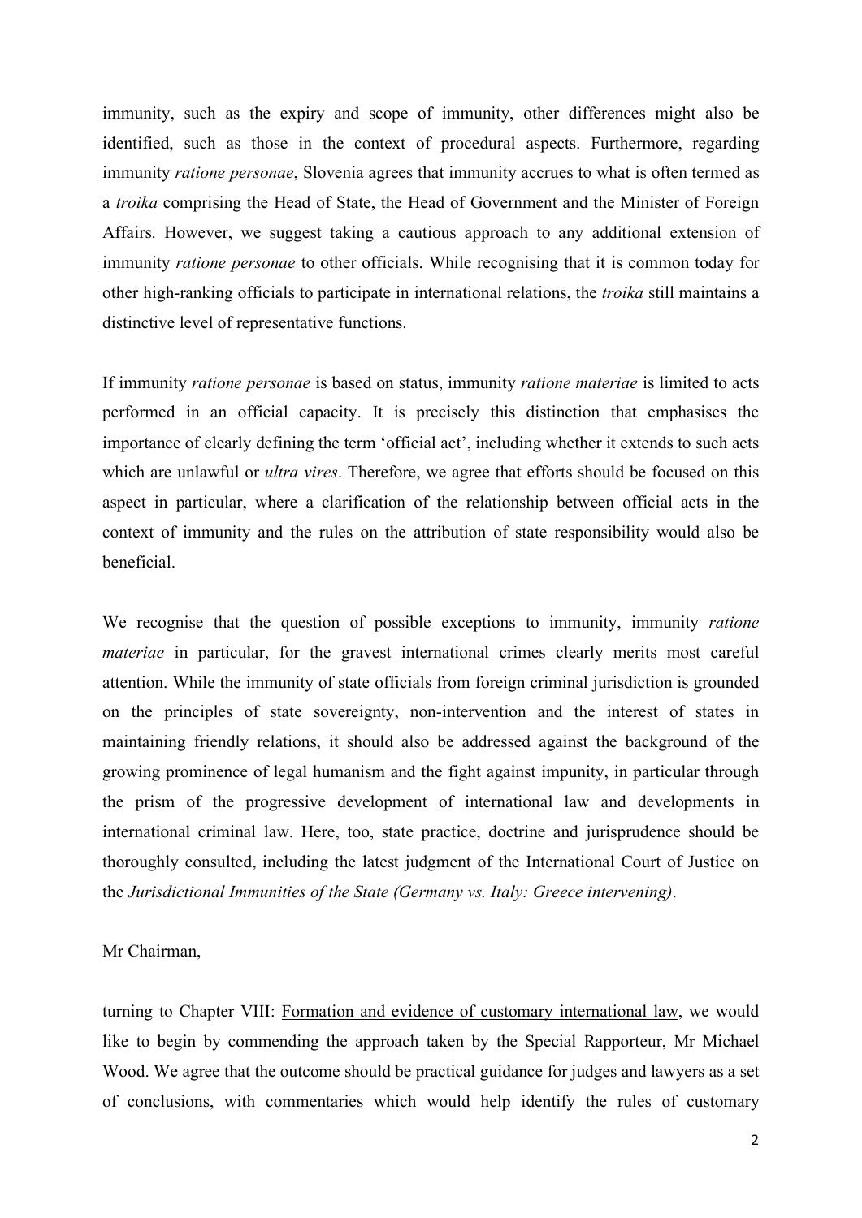immunity, such as the expiry and scope of immunity, other differences might also be identified, such as those in the context of procedural aspects. Furthermore, regarding immunity *ratione personae*, Slovenia agrees that immunity accrues to what is often termed as a *troika* comprising the Head of State, the Head of Government and the Minister of Foreign Affairs. However, we suggest taking a cautious approach to any additional extension of immunity *ratione personae* to other officials. While recognising that it is common today for other high-ranking officials to participate in international relations, the *troika* still maintains a distinctive level of representative functions.

If immunity *ratione personae* is based on status, immunity *ratione materiae* is limited to acts performed in an official capacity. It is precisely this distinction that emphasises the importance of clearly defining the term 'official act', including whether it extends to such acts which are unlawful or *ultra vires*. Therefore, we agree that efforts should be focused on this aspect in particular, where a clarification of the relationship between official acts in the context of immunity and the rules on the attribution of state responsibility would also be beneficial.

We recognise that the question of possible exceptions to immunity, immunity *ratione materiae* in particular, for the gravest international crimes clearly merits most careful attention. While the immunity of state officials from foreign criminal jurisdiction is grounded on the principles of state sovereignty, non-intervention and the interest of states in maintaining friendly relations, it should also be addressed against the background of the growing prominence of legal humanism and the fight against impunity, in particular through the prism of the progressive development of international law and developments in international criminal law. Here, too, state practice, doctrine and jurisprudence should be thoroughly consulted, including the latest judgment of the International Court of Justice on the *Jurisdictional Immunities of the State (Germany vs. Italy: Greece intervening)*.

Mr Chairman,

turning to Chapter VIII: <u>Formation and evidence of customary international law</u>, we would like to begin by commending the approach taken by the Special Rapporteur, Mr Michael Wood. We agree that the outcome should be practical guidance for judges and lawyers as a set of conclusions, with commentaries which would help identify the rules of customary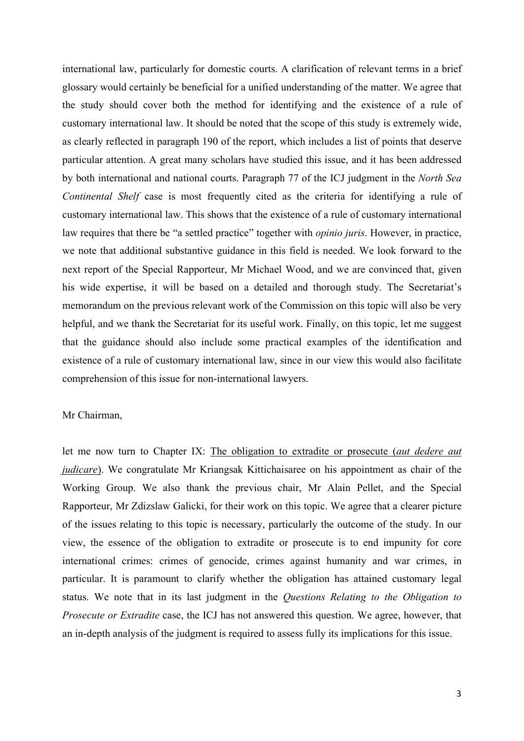international law, particularly for domestic courts. A clarification of relevant terms in a brief glossary would certainly be beneficial for a unified understanding of the matter. We agree that the study should cover both the method for identifying and the existence of a rule of customary international law. It should be noted that the scope of this study is extremely wide, as clearly reflected in paragraph 190 of the report, which includes a list of points that deserve particular attention. A great many scholars have studied this issue, and it has been addressed by both international and national courts. Paragraph 77 of the ICJ judgment in the *North Sea Continental Shelf* case is most frequently cited as the criteria for identifying a rule of customary international law. This shows that the existence of a rule of customary international law requires that there be "a settled practice" together with *opinio juris*. However, in practice, we note that additional substantive guidance in this field is needed. We look forward to the next report of the Special Rapporteur, Mr Michael Wood, and we are convinced that, given his wide expertise, it will be based on a detailed and thorough study. The Secretariat's memorandum on the previous relevant work of the Commission on this topic will also be very helpful, and we thank the Secretariat for its useful work. Finally, on this topic, let me suggest that the guidance should also include some practical examples of the identification and existence of a rule of customary international law, since in our view this would also facilitate comprehension of this issue for non-international lawyers.

Mr Chairman,

let me now turn to Chapter IX: The obligation to extradite or prosecute (*aut dedere aut judicare*). We congratulate Mr Kriangsak Kittichaisaree on his appointment as chair of the Working Group. We also thank the previous chair, Mr Alain Pellet, and the Special Rapporteur, Mr Zdizslaw Galicki, for their work on this topic. We agree that a clearer picture of the issues relating to this topic is necessary, particularly the outcome of the study. In our view, the essence of the obligation to extradite or prosecute is to end impunity for core international crimes: crimes of genocide, crimes against humanity and war crimes, in particular. It is paramount to clarify whether the obligation has attained customary legal status. We note that in its last judgment in the *Questions Relating to the Obligation to Prosecute or Extradite* case, the ICJ has not answered this question. We agree, however, that an in-depth analysis of the judgment is required to assess fully its implications for this issue.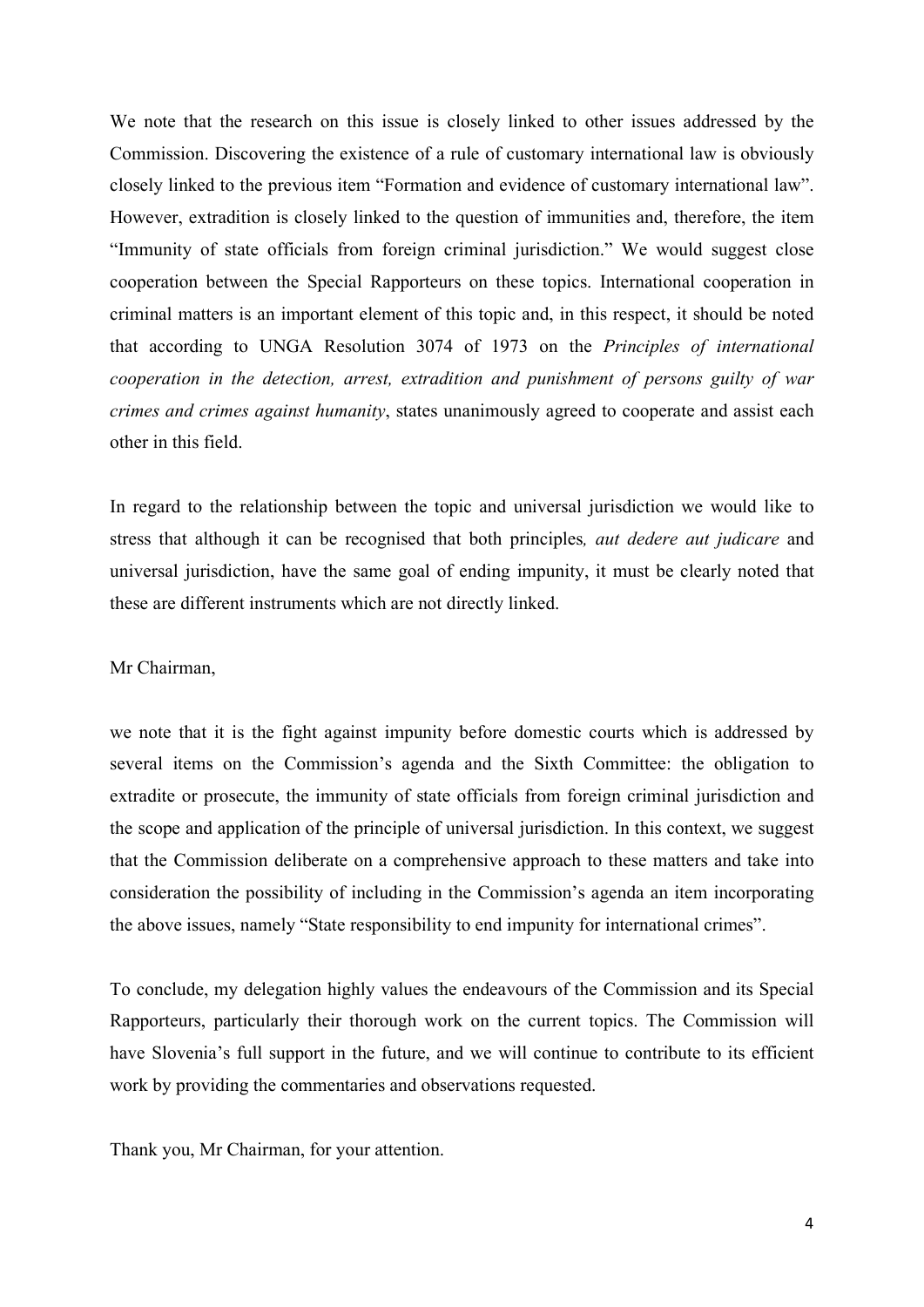We note that the research on this issue is closely linked to other issues addressed by the Commission. Discovering the existence of a rule of customary international law is obviously closely linked to the previous item "Formation and evidence of customary international law". However, extradition is closely linked to the question of immunities and, therefore, the item "Immunity of state officials from foreign criminal jurisdiction." We would suggest close cooperation between the Special Rapporteurs on these topics. International cooperation in criminal matters is an important element of this topic and, in this respect, it should be noted that according to UNGA Resolution 3074 of 1973 on the *Principles of international cooperation in the detection, arrest, extradition and punishment of persons guilty of war crimes and crimes against humanity*, states unanimously agreed to cooperate and assist each other in this field.

In regard to the relationship between the topic and universal jurisdiction we would like to stress that although it can be recognised that both principles*, aut dedere aut judicare* and universal jurisdiction, have the same goal of ending impunity, it must be clearly noted that these are different instruments which are not directly linked.

Mr Chairman,

we note that it is the fight against impunity before domestic courts which is addressed by several items on the Commission's agenda and the Sixth Committee: the obligation to extradite or prosecute, the immunity of state officials from foreign criminal jurisdiction and the scope and application of the principle of universal jurisdiction. In this context, we suggest that the Commission deliberate on a comprehensive approach to these matters and take into consideration the possibility of including in the Commission's agenda an item incorporating the above issues, namely "State responsibility to end impunity for international crimes".

To conclude, my delegation highly values the endeavours of the Commission and its Special Rapporteurs, particularly their thorough work on the current topics. The Commission will have Slovenia's full support in the future, and we will continue to contribute to its efficient work by providing the commentaries and observations requested.

Thank you, Mr Chairman, for your attention.